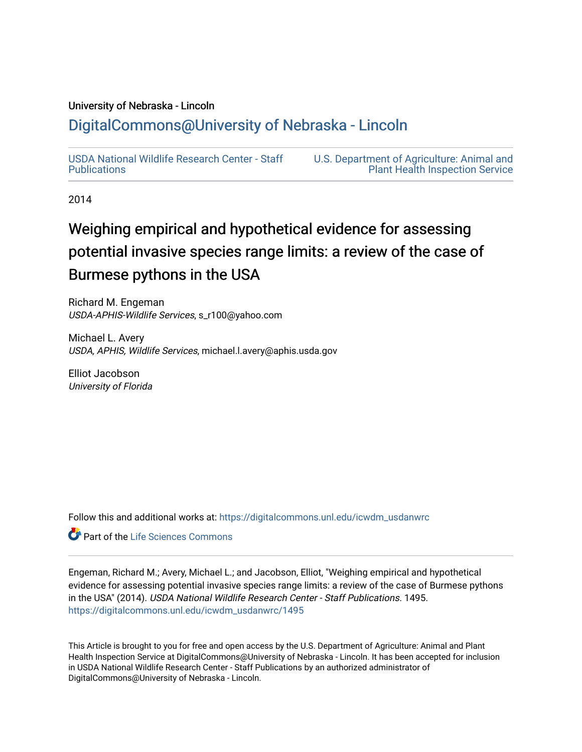University of Nebraska - Lincoln

## DigitalCommons@University of Nebraska - Lincoln

USDA National Wildlife Research Center - Staff Publications

U.S. Department of Agriculture: Animal and Plant Health Inspection Service

2014

# Weighing empirical and hypothetical evidence for assessing potential invasive species range limits: a review of the case of Burmese pythons in the USA

Richard M. Engeman
*USDA-APHIS-Wildlife Services*, s_r100@yahoo.com

Michael L. Avery
*USDA, APHIS, Wildlife Services*, michael.l.avery@aphis.usda.gov

Elliot Jacobson
*University of Florida*

Follow this and additional works at: https://digitalcommons.unl.edu/icwdm_usdanwrc

Part of the Life Sciences Commons

Engeman, Richard M.; Avery, Michael L.; and Jacobson, Elliot, "Weighing empirical and hypothetical evidence for assessing potential invasive species range limits: a review of the case of Burmese pythons in the USA" (2014). *USDA National Wildlife Research Center - Staff Publications*. 1495.
https://digitalcommons.unl.edu/icwdm_usdanwrc/1495

This Article is brought to you for free and open access by the U.S. Department of Agriculture: Animal and Plant Health Inspection Service at DigitalCommons@University of Nebraska - Lincoln. It has been accepted for inclusion in USDA National Wildlife Research Center - Staff Publications by an authorized administrator of DigitalCommons@University of Nebraska - Lincoln.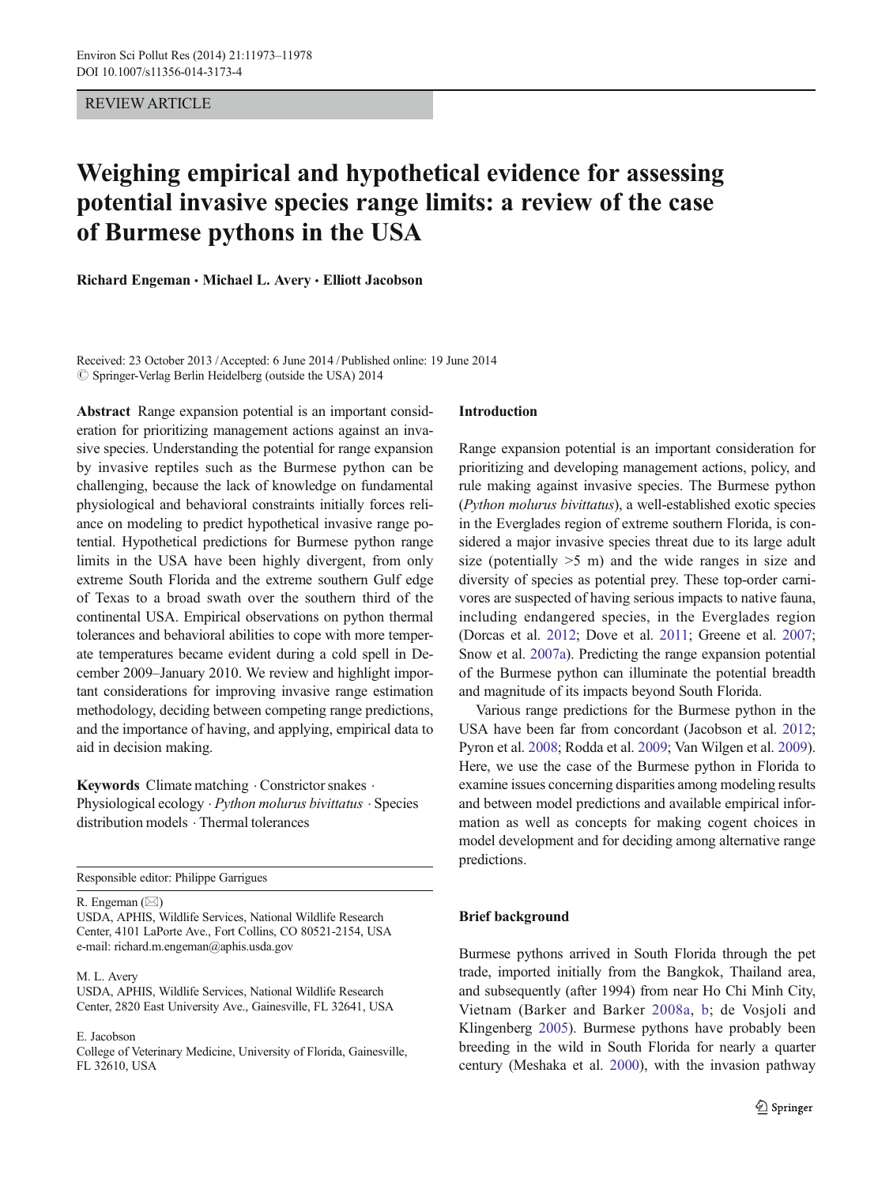REVIEW ARTICLE

# Weighing empirical and hypothetical evidence for assessing potential invasive species range limits: a review of the case of Burmese pythons in the USA

**Richard Engeman · Michael L. Avery · Elliott Jacobson**

Received: 23 October 2013 / Accepted: 6 June 2014 / Published online: 19 June 2014
© Springer-Verlag Berlin Heidelberg (outside the USA) 2014

**Abstract** Range expansion potential is an important consideration for prioritizing management actions against an invasive species. Understanding the potential for range expansion by invasive reptiles such as the Burmese python can be challenging, because the lack of knowledge on fundamental physiological and behavioral constraints initially forces reliance on modeling to predict hypothetical invasive range potential. Hypothetical predictions for Burmese python range limits in the USA have been highly divergent, from only extreme South Florida and the extreme southern Gulf edge of Texas to a broad swath over the southern third of the continental USA. Empirical observations on python thermal tolerances and behavioral abilities to cope with more temperate temperatures became evident during a cold spell in December 2009–January 2010. We review and highlight important considerations for improving invasive range estimation methodology, deciding between competing range predictions, and the importance of having, and applying, empirical data to aid in decision making.

**Keywords** Climate matching · Constrictor snakes · Physiological ecology · *Python molurus bivittatus* · Species distribution models · Thermal tolerances

Responsible editor: Philippe Garrigues

R. Engeman (✉)
USDA, APHIS, Wildlife Services, National Wildlife Research Center, 4101 LaPorte Ave., Fort Collins, CO 80521-2154, USA
e-mail: richard.m.engeman@aphis.usda.gov

M. L. Avery
USDA, APHIS, Wildlife Services, National Wildlife Research Center, 2820 East University Ave., Gainesville, FL 32641, USA

E. Jacobson
College of Veterinary Medicine, University of Florida, Gainesville, FL 32610, USA

## Introduction

Range expansion potential is an important consideration for prioritizing and developing management actions, policy, and rule making against invasive species. The Burmese python (*Python molurus bivittatus*), a well-established exotic species in the Everglades region of extreme southern Florida, is considered a major invasive species threat due to its large adult size (potentially >5 m) and the wide ranges in size and diversity of species as potential prey. These top-order carnivores are suspected of having serious impacts to native fauna, including endangered species, in the Everglades region (Dorcas et al. 2012; Dove et al. 2011; Greene et al. 2007; Snow et al. 2007a). Predicting the range expansion potential of the Burmese python can illuminate the potential breadth and magnitude of its impacts beyond South Florida.

Various range predictions for the Burmese python in the USA have been far from concordant (Jacobson et al. 2012; Pyron et al. 2008; Rodda et al. 2009; Van Wilgen et al. 2009). Here, we use the case of the Burmese python in Florida to examine issues concerning disparities among modeling results and between model predictions and available empirical information as well as concepts for making cogent choices in model development and for deciding among alternative range predictions.

## Brief background

Burmese pythons arrived in South Florida through the pet trade, imported initially from the Bangkok, Thailand area, and subsequently (after 1994) from near Ho Chi Minh City, Vietnam (Barker and Barker 2008a, b; de Vosjoli and Klingenberg 2005). Burmese pythons have probably been breeding in the wild in South Florida for nearly a quarter century (Meshaka et al. 2000), with the invasion pathway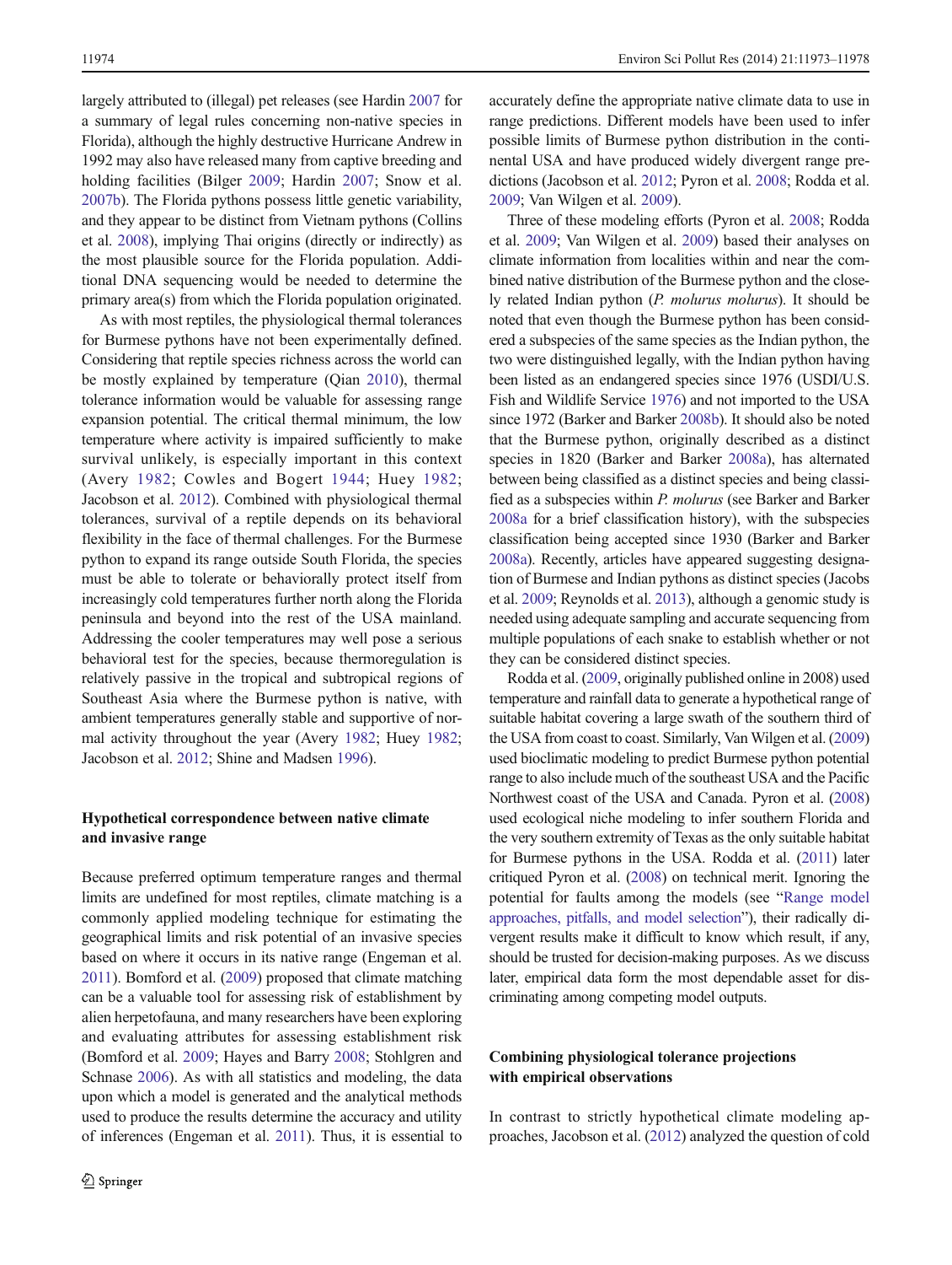largely attributed to (illegal) pet releases (see Hardin 2007 for a summary of legal rules concerning non-native species in Florida), although the highly destructive Hurricane Andrew in 1992 may also have released many from captive breeding and holding facilities (Bilger 2009; Hardin 2007; Snow et al. 2007b). The Florida pythons possess little genetic variability, and they appear to be distinct from Vietnam pythons (Collins et al. 2008), implying Thai origins (directly or indirectly) as the most plausible source for the Florida population. Additional DNA sequencing would be needed to determine the primary area(s) from which the Florida population originated.

As with most reptiles, the physiological thermal tolerances for Burmese pythons have not been experimentally defined. Considering that reptile species richness across the world can be mostly explained by temperature (Qian 2010), thermal tolerance information would be valuable for assessing range expansion potential. The critical thermal minimum, the low temperature where activity is impaired sufficiently to make survival unlikely, is especially important in this context (Avery 1982; Cowles and Bogert 1944; Huey 1982; Jacobson et al. 2012). Combined with physiological thermal tolerances, survival of a reptile depends on its behavioral flexibility in the face of thermal challenges. For the Burmese python to expand its range outside South Florida, the species must be able to tolerate or behaviorally protect itself from increasingly cold temperatures further north along the Florida peninsula and beyond into the rest of the USA mainland. Addressing the cooler temperatures may well pose a serious behavioral test for the species, because thermoregulation is relatively passive in the tropical and subtropical regions of Southeast Asia where the Burmese python is native, with ambient temperatures generally stable and supportive of normal activity throughout the year (Avery 1982; Huey 1982; Jacobson et al. 2012; Shine and Madsen 1996).

## Hypothetical correspondence between native climate and invasive range

Because preferred optimum temperature ranges and thermal limits are undefined for most reptiles, climate matching is a commonly applied modeling technique for estimating the geographical limits and risk potential of an invasive species based on where it occurs in its native range (Engeman et al. 2011). Bomford et al. (2009) proposed that climate matching can be a valuable tool for assessing risk of establishment by alien herpetofauna, and many researchers have been exploring and evaluating attributes for assessing establishment risk (Bomford et al. 2009; Hayes and Barry 2008; Stohlgren and Schnase 2006). As with all statistics and modeling, the data upon which a model is generated and the analytical methods used to produce the results determine the accuracy and utility of inferences (Engeman et al. 2011). Thus, it is essential to accurately define the appropriate native climate data to use in range predictions. Different models have been used to infer possible limits of Burmese python distribution in the continental USA and have produced widely divergent range predictions (Jacobson et al. 2012; Pyron et al. 2008; Rodda et al. 2009; Van Wilgen et al. 2009).

Three of these modeling efforts (Pyron et al. 2008; Rodda et al. 2009; Van Wilgen et al. 2009) based their analyses on climate information from localities within and near the combined native distribution of the Burmese python and the closely related Indian python (*P. molurus molurus*). It should be noted that even though the Burmese python has been considered a subspecies of the same species as the Indian python, the two were distinguished legally, with the Indian python having been listed as an endangered species since 1976 (USDI/U.S. Fish and Wildlife Service 1976) and not imported to the USA since 1972 (Barker and Barker 2008b). It should also be noted that the Burmese python, originally described as a distinct species in 1820 (Barker and Barker 2008a), has alternated between being classified as a distinct species and being classified as a subspecies within *P. molurus* (see Barker and Barker 2008a for a brief classification history), with the subspecies classification being accepted since 1930 (Barker and Barker 2008a). Recently, articles have appeared suggesting designation of Burmese and Indian pythons as distinct species (Jacobs et al. 2009; Reynolds et al. 2013), although a genomic study is needed using adequate sampling and accurate sequencing from multiple populations of each snake to establish whether or not they can be considered distinct species.

Rodda et al. (2009, originally published online in 2008) used temperature and rainfall data to generate a hypothetical range of suitable habitat covering a large swath of the southern third of the USA from coast to coast. Similarly, Van Wilgen et al. (2009) used bioclimatic modeling to predict Burmese python potential range to also include much of the southeast USA and the Pacific Northwest coast of the USA and Canada. Pyron et al. (2008) used ecological niche modeling to infer southern Florida and the very southern extremity of Texas as the only suitable habitat for Burmese pythons in the USA. Rodda et al. (2011) later critiqued Pyron et al. (2008) on technical merit. Ignoring the potential for faults among the models (see "Range model approaches, pitfalls, and model selection"), their radically divergent results make it difficult to know which result, if any, should be trusted for decision-making purposes. As we discuss later, empirical data form the most dependable asset for discriminating among competing model outputs.

## Combining physiological tolerance projections with empirical observations

In contrast to strictly hypothetical climate modeling approaches, Jacobson et al. (2012) analyzed the question of cold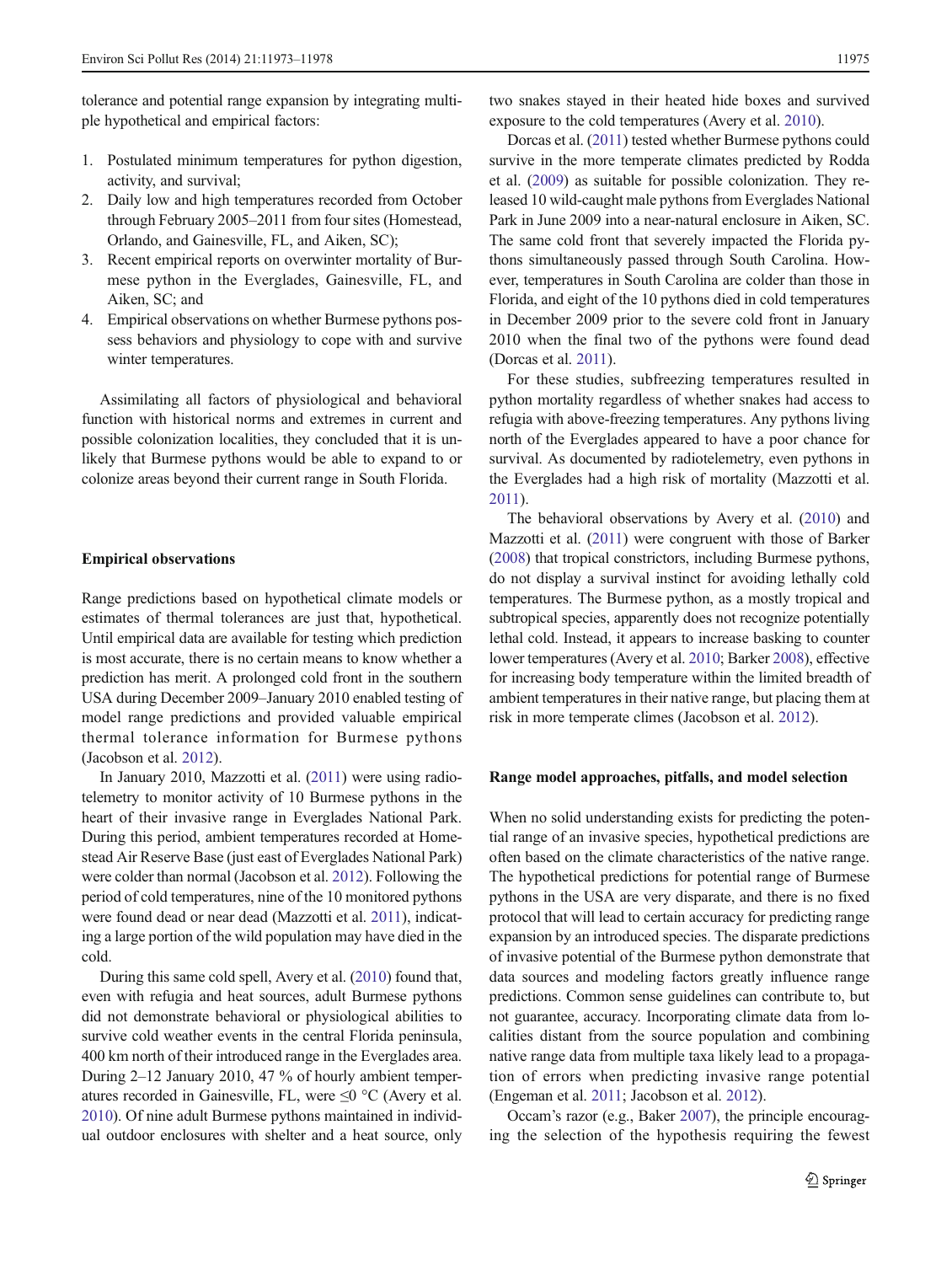tolerance and potential range expansion by integrating multiple hypothetical and empirical factors:

1. Postulated minimum temperatures for python digestion, activity, and survival;
2. Daily low and high temperatures recorded from October through February 2005–2011 from four sites (Homestead, Orlando, and Gainesville, FL, and Aiken, SC);
3. Recent empirical reports on overwinter mortality of Burmese python in the Everglades, Gainesville, FL, and Aiken, SC; and
4. Empirical observations on whether Burmese pythons possess behaviors and physiology to cope with and survive winter temperatures.

Assimilating all factors of physiological and behavioral function with historical norms and extremes in current and possible colonization localities, they concluded that it is unlikely that Burmese pythons would be able to expand to or colonize areas beyond their current range in South Florida.

## Empirical observations

Range predictions based on hypothetical climate models or estimates of thermal tolerances are just that, hypothetical. Until empirical data are available for testing which prediction is most accurate, there is no certain means to know whether a prediction has merit. A prolonged cold front in the southern USA during December 2009–January 2010 enabled testing of model range predictions and provided valuable empirical thermal tolerance information for Burmese pythons (Jacobson et al. 2012).

In January 2010, Mazzotti et al. (2011) were using radiotelemetry to monitor activity of 10 Burmese pythons in the heart of their invasive range in Everglades National Park. During this period, ambient temperatures recorded at Homestead Air Reserve Base (just east of Everglades National Park) were colder than normal (Jacobson et al. 2012). Following the period of cold temperatures, nine of the 10 monitored pythons were found dead or near dead (Mazzotti et al. 2011), indicating a large portion of the wild population may have died in the cold.

During this same cold spell, Avery et al. (2010) found that, even with refugia and heat sources, adult Burmese pythons did not demonstrate behavioral or physiological abilities to survive cold weather events in the central Florida peninsula, 400 km north of their introduced range in the Everglades area. During 2–12 January 2010, 47 % of hourly ambient temperatures recorded in Gainesville, FL, were ≤0 °C (Avery et al. 2010). Of nine adult Burmese pythons maintained in individual outdoor enclosures with shelter and a heat source, only two snakes stayed in their heated hide boxes and survived exposure to the cold temperatures (Avery et al. 2010).

Dorcas et al. (2011) tested whether Burmese pythons could survive in the more temperate climates predicted by Rodda et al. (2009) as suitable for possible colonization. They released 10 wild-caught male pythons from Everglades National Park in June 2009 into a near-natural enclosure in Aiken, SC. The same cold front that severely impacted the Florida pythons simultaneously passed through South Carolina. However, temperatures in South Carolina are colder than those in Florida, and eight of the 10 pythons died in cold temperatures in December 2009 prior to the severe cold front in January 2010 when the final two of the pythons were found dead (Dorcas et al. 2011).

For these studies, subfreezing temperatures resulted in python mortality regardless of whether snakes had access to refugia with above-freezing temperatures. Any pythons living north of the Everglades appeared to have a poor chance for survival. As documented by radiotelemetry, even pythons in the Everglades had a high risk of mortality (Mazzotti et al. 2011).

The behavioral observations by Avery et al. (2010) and Mazzotti et al. (2011) were congruent with those of Barker (2008) that tropical constrictors, including Burmese pythons, do not display a survival instinct for avoiding lethally cold temperatures. The Burmese python, as a mostly tropical and subtropical species, apparently does not recognize potentially lethal cold. Instead, it appears to increase basking to counter lower temperatures (Avery et al. 2010; Barker 2008), effective for increasing body temperature within the limited breadth of ambient temperatures in their native range, but placing them at risk in more temperate climes (Jacobson et al. 2012).

## Range model approaches, pitfalls, and model selection

When no solid understanding exists for predicting the potential range of an invasive species, hypothetical predictions are often based on the climate characteristics of the native range. The hypothetical predictions for potential range of Burmese pythons in the USA are very disparate, and there is no fixed protocol that will lead to certain accuracy for predicting range expansion by an introduced species. The disparate predictions of invasive potential of the Burmese python demonstrate that data sources and modeling factors greatly influence range predictions. Common sense guidelines can contribute to, but not guarantee, accuracy. Incorporating climate data from localities distant from the source population and combining native range data from multiple taxa likely lead to a propagation of errors when predicting invasive range potential (Engeman et al. 2011; Jacobson et al. 2012).

Occam's razor (e.g., Baker 2007), the principle encouraging the selection of the hypothesis requiring the fewest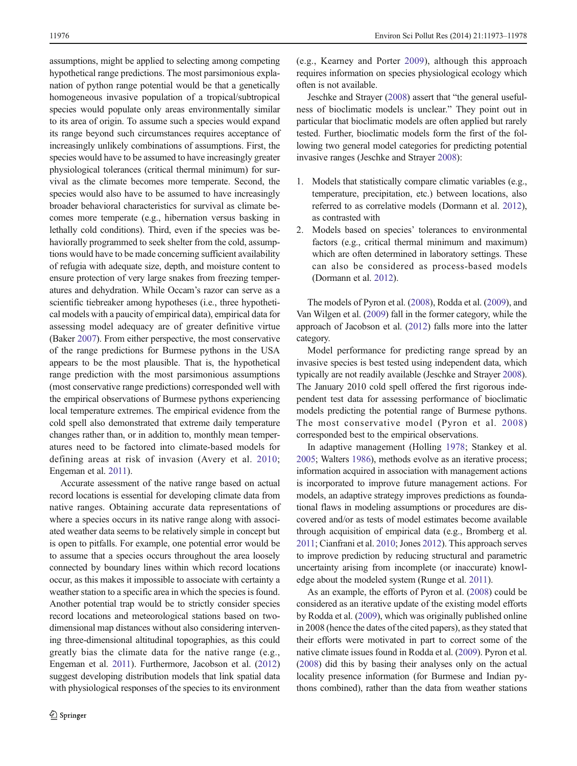assumptions, might be applied to selecting among competing hypothetical range predictions. The most parsimonious explanation of python range potential would be that a genetically homogeneous invasive population of a tropical/subtropical species would populate only areas environmentally similar to its area of origin. To assume such a species would expand its range beyond such circumstances requires acceptance of increasingly unlikely combinations of assumptions. First, the species would have to be assumed to have increasingly greater physiological tolerances (critical thermal minimum) for survival as the climate becomes more temperate. Second, the species would also have to be assumed to have increasingly broader behavioral characteristics for survival as climate becomes more temperate (e.g., hibernation versus basking in lethally cold conditions). Third, even if the species was behaviorally programmed to seek shelter from the cold, assumptions would have to be made concerning sufficient availability of refugia with adequate size, depth, and moisture content to ensure protection of very large snakes from freezing temperatures and dehydration. While Occam's razor can serve as a scientific tiebreaker among hypotheses (i.e., three hypothetical models with a paucity of empirical data), empirical data for assessing model adequacy are of greater definitive virtue (Baker 2007). From either perspective, the most conservative of the range predictions for Burmese pythons in the USA appears to be the most plausible. That is, the hypothetical range prediction with the most parsimonious assumptions (most conservative range predictions) corresponded well with the empirical observations of Burmese pythons experiencing local temperature extremes. The empirical evidence from the cold spell also demonstrated that extreme daily temperature changes rather than, or in addition to, monthly mean temperatures need to be factored into climate-based models for defining areas at risk of invasion (Avery et al. 2010; Engeman et al. 2011).

Accurate assessment of the native range based on actual record locations is essential for developing climate data from native ranges. Obtaining accurate data representations of where a species occurs in its native range along with associated weather data seems to be relatively simple in concept but is open to pitfalls. For example, one potential error would be to assume that a species occurs throughout the area loosely connected by boundary lines within which record locations occur, as this makes it impossible to associate with certainty a weather station to a specific area in which the species is found. Another potential trap would be to strictly consider species record locations and meteorological stations based on two-dimensional map distances without also considering intervening three-dimensional altitudinal topographies, as this could greatly bias the climate data for the native range (e.g., Engeman et al. 2011). Furthermore, Jacobson et al. (2012) suggest developing distribution models that link spatial data with physiological responses of the species to its environment (e.g., Kearney and Porter 2009), although this approach requires information on species physiological ecology which often is not available.

Jeschke and Strayer (2008) assert that "the general usefulness of bioclimatic models is unclear." They point out in particular that bioclimatic models are often applied but rarely tested. Further, bioclimatic models form the first of the following two general model categories for predicting potential invasive ranges (Jeschke and Strayer 2008):

1. Models that statistically compare climatic variables (e.g., temperature, precipitation, etc.) between locations, also referred to as correlative models (Dormann et al. 2012), as contrasted with
2. Models based on species' tolerances to environmental factors (e.g., critical thermal minimum and maximum) which are often determined in laboratory settings. These can also be considered as process-based models (Dormann et al. 2012).

The models of Pyron et al. (2008), Rodda et al. (2009), and Van Wilgen et al. (2009) fall in the former category, while the approach of Jacobson et al. (2012) falls more into the latter category.

Model performance for predicting range spread by an invasive species is best tested using independent data, which typically are not readily available (Jeschke and Strayer 2008). The January 2010 cold spell offered the first rigorous independent test data for assessing performance of bioclimatic models predicting the potential range of Burmese pythons. The most conservative model (Pyron et al. 2008) corresponded best to the empirical observations.

In adaptive management (Holling 1978; Stankey et al. 2005; Walters 1986), methods evolve as an iterative process; information acquired in association with management actions is incorporated to improve future management actions. For models, an adaptive strategy improves predictions as foundational flaws in modeling assumptions or procedures are discovered and/or as tests of model estimates become available through acquisition of empirical data (e.g., Bromberg et al. 2011; Cianfrani et al. 2010; Jones 2012). This approach serves to improve prediction by reducing structural and parametric uncertainty arising from incomplete (or inaccurate) knowledge about the modeled system (Runge et al. 2011).

As an example, the efforts of Pyron et al. (2008) could be considered as an iterative update of the existing model efforts by Rodda et al. (2009), which was originally published online in 2008 (hence the dates of the cited papers), as they stated that their efforts were motivated in part to correct some of the native climate issues found in Rodda et al. (2009). Pyron et al. (2008) did this by basing their analyses only on the actual locality presence information (for Burmese and Indian pythons combined), rather than the data from weather stations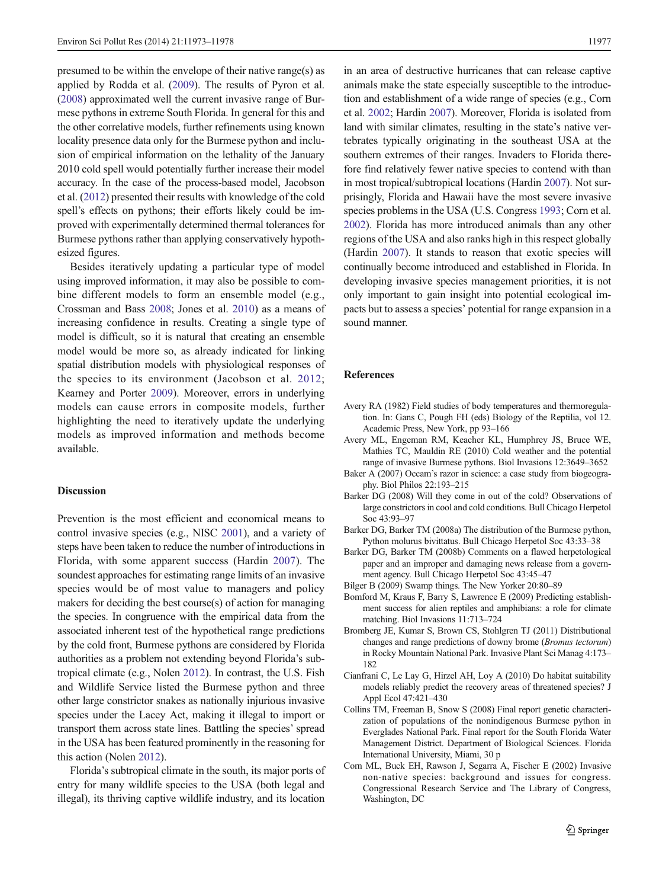presumed to be within the envelope of their native range(s) as applied by Rodda et al. (2009). The results of Pyron et al. (2008) approximated well the current invasive range of Burmese pythons in extreme South Florida. In general for this and the other correlative models, further refinements using known locality presence data only for the Burmese python and inclusion of empirical information on the lethality of the January 2010 cold spell would potentially further increase their model accuracy. In the case of the process-based model, Jacobson et al. (2012) presented their results with knowledge of the cold spell's effects on pythons; their efforts likely could be improved with experimentally determined thermal tolerances for Burmese pythons rather than applying conservatively hypothesized figures.

Besides iteratively updating a particular type of model using improved information, it may also be possible to combine different models to form an ensemble model (e.g., Crossman and Bass 2008; Jones et al. 2010) as a means of increasing confidence in results. Creating a single type of model is difficult, so it is natural that creating an ensemble model would be more so, as already indicated for linking spatial distribution models with physiological responses of the species to its environment (Jacobson et al. 2012; Kearney and Porter 2009). Moreover, errors in underlying models can cause errors in composite models, further highlighting the need to iteratively update the underlying models as improved information and methods become available.

## Discussion

Prevention is the most efficient and economical means to control invasive species (e.g., NISC 2001), and a variety of steps have been taken to reduce the number of introductions in Florida, with some apparent success (Hardin 2007). The soundest approaches for estimating range limits of an invasive species would be of most value to managers and policy makers for deciding the best course(s) of action for managing the species. In congruence with the empirical data from the associated inherent test of the hypothetical range predictions by the cold front, Burmese pythons are considered by Florida authorities as a problem not extending beyond Florida's subtropical climate (e.g., Nolen 2012). In contrast, the U.S. Fish and Wildlife Service listed the Burmese python and three other large constrictor snakes as nationally injurious invasive species under the Lacey Act, making it illegal to import or transport them across state lines. Battling the species' spread in the USA has been featured prominently in the reasoning for this action (Nolen 2012).

Florida's subtropical climate in the south, its major ports of entry for many wildlife species to the USA (both legal and illegal), its thriving captive wildlife industry, and its location in an area of destructive hurricanes that can release captive animals make the state especially susceptible to the introduction and establishment of a wide range of species (e.g., Corn et al. 2002; Hardin 2007). Moreover, Florida is isolated from land with similar climates, resulting in the state's native vertebrates typically originating in the southeast USA at the southern extremes of their ranges. Invaders to Florida therefore find relatively fewer native species to contend with than in most tropical/subtropical locations (Hardin 2007). Not surprisingly, Florida and Hawaii have the most severe invasive species problems in the USA (U.S. Congress 1993; Corn et al. 2002). Florida has more introduced animals than any other regions of the USA and also ranks high in this respect globally (Hardin 2007). It stands to reason that exotic species will continually become introduced and established in Florida. In developing invasive species management priorities, it is not only important to gain insight into potential ecological impacts but to assess a species' potential for range expansion in a sound manner.

## References

Avery RA (1982) Field studies of body temperatures and thermoregulation. In: Gans C, Pough FH (eds) Biology of the Reptilia, vol 12. Academic Press, New York, pp 93–166

Avery ML, Engeman RM, Keacher KL, Humphrey JS, Bruce WE, Mathies TC, Mauldin RE (2010) Cold weather and the potential range of invasive Burmese pythons. Biol Invasions 12:3649–3652

Baker A (2007) Occam's razor in science: a case study from biogeography. Biol Philos 22:193–215

Barker DG (2008) Will they come in out of the cold? Observations of large constrictors in cool and cold conditions. Bull Chicago Herpetol Soc 43:93–97

Barker DG, Barker TM (2008a) The distribution of the Burmese python, Python molurus bivittatus. Bull Chicago Herpetol Soc 43:33–38

Barker DG, Barker TM (2008b) Comments on a flawed herpetological paper and an improper and damaging news release from a government agency. Bull Chicago Herpetol Soc 43:45–47

Bilger B (2009) Swamp things. The New Yorker 20:80–89

Bomford M, Kraus F, Barry S, Lawrence E (2009) Predicting establishment success for alien reptiles and amphibians: a role for climate matching. Biol Invasions 11:713–724

Bromberg JE, Kumar S, Brown CS, Stohlgren TJ (2011) Distributional changes and range predictions of downy brome (*Bromus tectorum*) in Rocky Mountain National Park. Invasive Plant Sci Manag 4:173–182

Cianfrani C, Le Lay G, Hirzel AH, Loy A (2010) Do habitat suitability models reliably predict the recovery areas of threatened species? J Appl Ecol 47:421–430

Collins TM, Freeman B, Snow S (2008) Final report genetic characterization of populations of the nonindigenous Burmese python in Everglades National Park. Final report for the South Florida Water Management District. Department of Biological Sciences. Florida International University, Miami, 30 p

Corn ML, Buck EH, Rawson J, Segarra A, Fischer E (2002) Invasive non-native species: background and issues for congress. Congressional Research Service and The Library of Congress, Washington, DC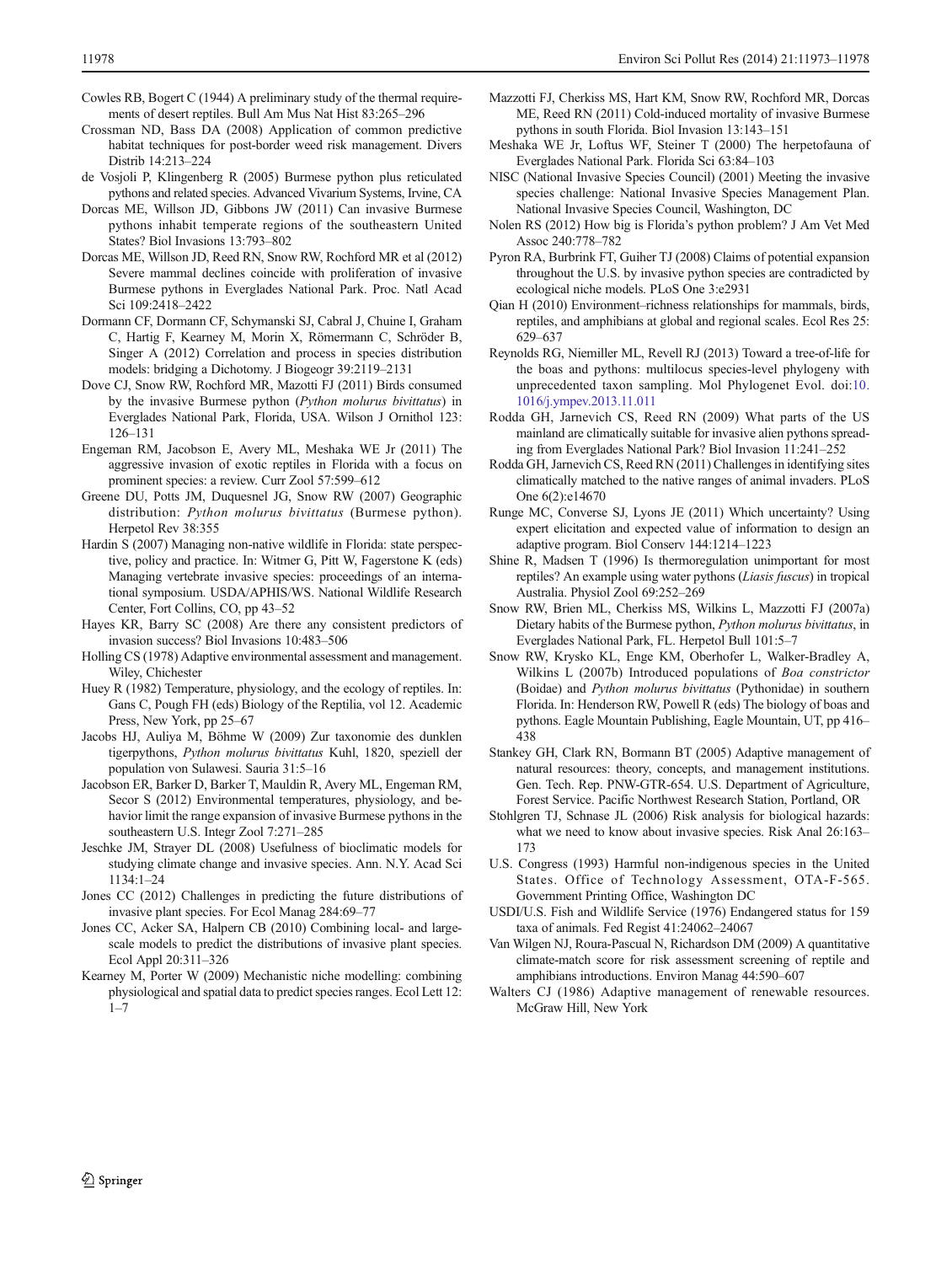Cowles RB, Bogert C (1944) A preliminary study of the thermal requirements of desert reptiles. Bull Am Mus Nat Hist 83:265–296

Crossman ND, Bass DA (2008) Application of common predictive habitat techniques for post-border weed risk management. Divers Distrib 14:213–224

de Vosjoli P, Klingenberg R (2005) Burmese python plus reticulated pythons and related species. Advanced Vivarium Systems, Irvine, CA

Dorcas ME, Willson JD, Gibbons JW (2011) Can invasive Burmese pythons inhabit temperate regions of the southeastern United States? Biol Invasions 13:793–802

Dorcas ME, Willson JD, Reed RN, Snow RW, Rochford MR et al (2012) Severe mammal declines coincide with proliferation of invasive Burmese pythons in Everglades National Park. Proc. Natl Acad Sci 109:2418–2422

Dormann CF, Dormann CF, Schymanski SJ, Cabral J, Chuine I, Graham C, Hartig F, Kearney M, Morin X, Römermann C, Schröder B, Singer A (2012) Correlation and process in species distribution models: bridging a Dichotomy. J Biogeogr 39:2119–2131

Dove CJ, Snow RW, Rochford MR, Mazotti FJ (2011) Birds consumed by the invasive Burmese python (*Python molurus bivittatus*) in Everglades National Park, Florida, USA. Wilson J Ornithol 123: 126–131

Engeman RM, Jacobson E, Avery ML, Meshaka WE Jr (2011) The aggressive invasion of exotic reptiles in Florida with a focus on prominent species: a review. Curr Zool 57:599–612

Greene DU, Potts JM, Duquesnel JG, Snow RW (2007) Geographic distribution: *Python molurus bivittatus* (Burmese python). Herpetol Rev 38:355

Hardin S (2007) Managing non-native wildlife in Florida: state perspective, policy and practice. In: Witmer G, Pitt W, Fagerstone K (eds) Managing vertebrate invasive species: proceedings of an international symposium. USDA/APHIS/WS. National Wildlife Research Center, Fort Collins, CO, pp 43–52

Hayes KR, Barry SC (2008) Are there any consistent predictors of invasion success? Biol Invasions 10:483–506

Holling CS (1978) Adaptive environmental assessment and management. Wiley, Chichester

Huey R (1982) Temperature, physiology, and the ecology of reptiles. In: Gans C, Pough FH (eds) Biology of the Reptilia, vol 12. Academic Press, New York, pp 25–67

Jacobs HJ, Auliya M, Böhme W (2009) Zur taxonomie des dunklen tigerpythons, *Python molurus bivittatus* Kuhl, 1820, speziell der population von Sulawesi. Sauria 31:5–16

Jacobson ER, Barker D, Barker T, Mauldin R, Avery ML, Engeman RM, Secor S (2012) Environmental temperatures, physiology, and behavior limit the range expansion of invasive Burmese pythons in the southeastern U.S. Integr Zool 7:271–285

Jeschke JM, Strayer DL (2008) Usefulness of bioclimatic models for studying climate change and invasive species. Ann. N.Y. Acad Sci 1134:1–24

Jones CC (2012) Challenges in predicting the future distributions of invasive plant species. For Ecol Manag 284:69–77

Jones CC, Acker SA, Halpern CB (2010) Combining local- and large-scale models to predict the distributions of invasive plant species. Ecol Appl 20:311–326

Kearney M, Porter W (2009) Mechanistic niche modelling: combining physiological and spatial data to predict species ranges. Ecol Lett 12: 1–7

Mazzotti FJ, Cherkiss MS, Hart KM, Snow RW, Rochford MR, Dorcas ME, Reed RN (2011) Cold-induced mortality of invasive Burmese pythons in south Florida. Biol Invasion 13:143–151

Meshaka WE Jr, Loftus WF, Steiner T (2000) The herpetofauna of Everglades National Park. Florida Sci 63:84–103

NISC (National Invasive Species Council) (2001) Meeting the invasive species challenge: National Invasive Species Management Plan. National Invasive Species Council, Washington, DC

Nolen RS (2012) How big is Florida's python problem? J Am Vet Med Assoc 240:778–782

Pyron RA, Burbrink FT, Guiher TJ (2008) Claims of potential expansion throughout the U.S. by invasive python species are contradicted by ecological niche models. PLoS One 3:e2931

Qian H (2010) Environment–richness relationships for mammals, birds, reptiles, and amphibians at global and regional scales. Ecol Res 25: 629–637

Reynolds RG, Niemiller ML, Revell RJ (2013) Toward a tree-of-life for the boas and pythons: multilocus species-level phylogeny with unprecedented taxon sampling. Mol Phylogenet Evol. doi:10.1016/j.ympev.2013.11.011

Rodda GH, Jarnevich CS, Reed RN (2009) What parts of the US mainland are climatically suitable for invasive alien pythons spreading from Everglades National Park? Biol Invasion 11:241–252

Rodda GH, Jarnevich CS, Reed RN (2011) Challenges in identifying sites climatically matched to the native ranges of animal invaders. PLoS One 6(2):e14670

Runge MC, Converse SJ, Lyons JE (2011) Which uncertainty? Using expert elicitation and expected value of information to design an adaptive program. Biol Conserv 144:1214–1223

Shine R, Madsen T (1996) Is thermoregulation unimportant for most reptiles? An example using water pythons (*Liasis fuscus*) in tropical Australia. Physiol Zool 69:252–269

Snow RW, Brien ML, Cherkiss MS, Wilkins L, Mazzotti FJ (2007a) Dietary habits of the Burmese python, *Python molurus bivittatus*, in Everglades National Park, FL. Herpetol Bull 101:5–7

Snow RW, Krysko KL, Enge KM, Oberhofer L, Walker-Bradley A, Wilkins L (2007b) Introduced populations of *Boa constrictor* (Boidae) and *Python molurus bivittatus* (Pythonidae) in southern Florida. In: Henderson RW, Powell R (eds) The biology of boas and pythons. Eagle Mountain Publishing, Eagle Mountain, UT, pp 416–438

Stankey GH, Clark RN, Bormann BT (2005) Adaptive management of natural resources: theory, concepts, and management institutions. Gen. Tech. Rep. PNW-GTR-654. U.S. Department of Agriculture, Forest Service. Pacific Northwest Research Station, Portland, OR

Stohlgren TJ, Schnase JL (2006) Risk analysis for biological hazards: what we need to know about invasive species. Risk Anal 26:163–173

U.S. Congress (1993) Harmful non-indigenous species in the United States. Office of Technology Assessment, OTA-F-565. Government Printing Office, Washington DC

USDI/U.S. Fish and Wildlife Service (1976) Endangered status for 159 taxa of animals. Fed Regist 41:24062–24067

Van Wilgen NJ, Roura-Pascual N, Richardson DM (2009) A quantitative climate-match score for risk assessment screening of reptile and amphibians introductions. Environ Manag 44:590–607

Walters CJ (1986) Adaptive management of renewable resources. McGraw Hill, New York